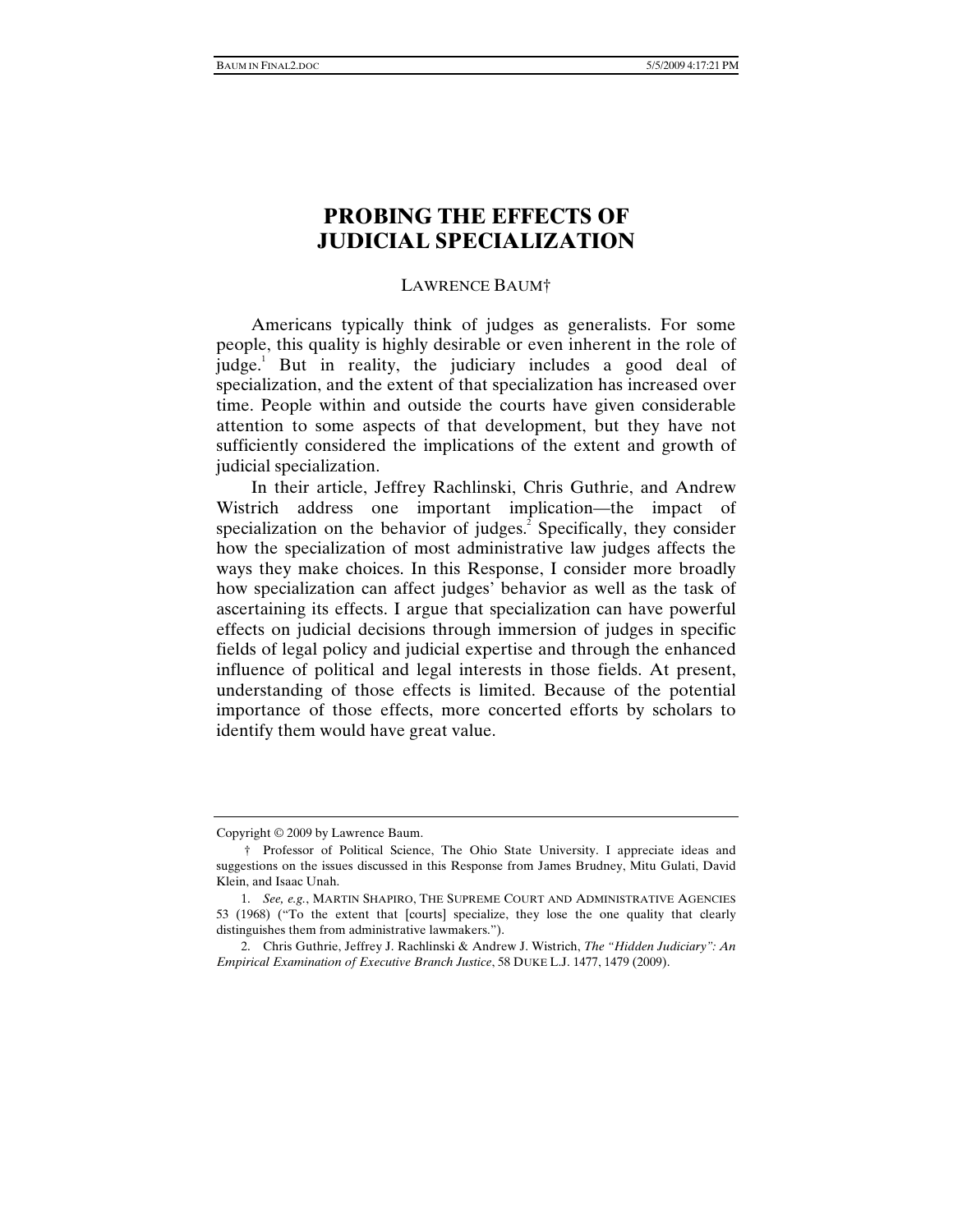# PROBING THE EFFECTS OF JUDICIAL SPECIALIZATION

LAWRENCE BAUM†

Americans typically think of judges as generalists. For some people, this quality is highly desirable or even inherent in the role of judge.[1] But in reality, the judiciary includes a good deal of specialization, and the extent of that specialization has increased over time. People within and outside the courts have given considerable attention to some aspects of that development, but they have not sufficiently considered the implications of the extent and growth of judicial specialization.

In their article, Jeffrey Rachlinski, Chris Guthrie, and Andrew Wistrich address one important implication—the impact of specialization on the behavior of judges.[2] Specifically, they consider how the specialization of most administrative law judges affects the ways they make choices. In this Response, I consider more broadly how specialization can affect judges' behavior as well as the task of ascertaining its effects. I argue that specialization can have powerful effects on judicial decisions through immersion of judges in specific fields of legal policy and judicial expertise and through the enhanced influence of political and legal interests in those fields. At present, understanding of those effects is limited. Because of the potential importance of those effects, more concerted efforts by scholars to identify them would have great value.

---

Copyright © 2009 by Lawrence Baum.

† Professor of Political Science, The Ohio State University. I appreciate ideas and suggestions on the issues discussed in this Response from James Brudney, Mitu Gulati, David Klein, and Isaac Unah.

1. *See, e.g.*, MARTIN SHAPIRO, THE SUPREME COURT AND ADMINISTRATIVE AGENCIES 53 (1968) ("To the extent that [courts] specialize, they lose the one quality that clearly distinguishes them from administrative lawmakers.").

2. Chris Guthrie, Jeffrey J. Rachlinski & Andrew J. Wistrich, *The "Hidden Judiciary": An Empirical Examination of Executive Branch Justice*, 58 DUKE L.J. 1477, 1479 (2009).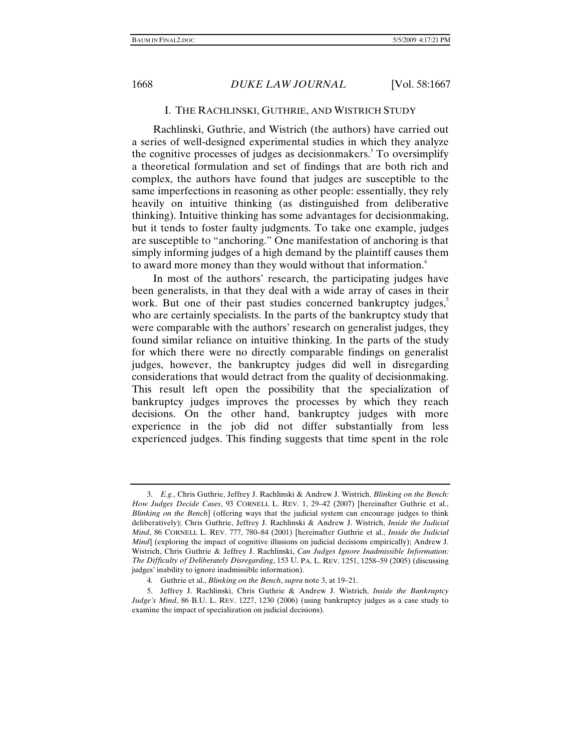## I. THE RACHLINSKI, GUTHRIE, AND WISTRICH STUDY

Rachlinski, Guthrie, and Wistrich (the authors) have carried out a series of well-designed experimental studies in which they analyze the cognitive processes of judges as decisionmakers.[3] To oversimplify a theoretical formulation and set of findings that are both rich and complex, the authors have found that judges are susceptible to the same imperfections in reasoning as other people: essentially, they rely heavily on intuitive thinking (as distinguished from deliberative thinking). Intuitive thinking has some advantages for decisionmaking, but it tends to foster faulty judgments. To take one example, judges are susceptible to "anchoring." One manifestation of anchoring is that simply informing judges of a high demand by the plaintiff causes them to award more money than they would without that information.[4]

In most of the authors' research, the participating judges have been generalists, in that they deal with a wide array of cases in their work. But one of their past studies concerned bankruptcy judges,[5] who are certainly specialists. In the parts of the bankruptcy study that were comparable with the authors' research on generalist judges, they found similar reliance on intuitive thinking. In the parts of the study for which there were no directly comparable findings on generalist judges, however, the bankruptcy judges did well in disregarding considerations that would detract from the quality of decisionmaking. This result left open the possibility that the specialization of bankruptcy judges improves the processes by which they reach decisions. On the other hand, bankruptcy judges with more experience in the job did not differ substantially from less experienced judges. This finding suggests that time spent in the role

---

3. *E.g.*, Chris Guthrie, Jeffrey J. Rachlinski & Andrew J. Wistrich, *Blinking on the Bench: How Judges Decide Cases*, 93 CORNELL L. REV. 1, 29–42 (2007) [hereinafter Guthrie et al., *Blinking on the Bench*] (offering ways that the judicial system can encourage judges to think deliberatively); Chris Guthrie, Jeffrey J. Rachlinski & Andrew J. Wistrich, *Inside the Judicial Mind*, 86 CORNELL L. REV. 777, 780–84 (2001) [hereinafter Guthrie et al., *Inside the Judicial Mind*] (exploring the impact of cognitive illusions on judicial decisions empirically); Andrew J. Wistrich, Chris Guthrie & Jeffrey J. Rachlinski, *Can Judges Ignore Inadmissible Information: The Difficulty of Deliberately Disregarding*, 153 U. PA. L. REV. 1251, 1258–59 (2005) (discussing judges' inability to ignore inadmissible information).

4. Guthrie et al., *Blinking on the Bench*, *supra* note 3, at 19–21.

5. Jeffrey J. Rachlinski, Chris Guthrie & Andrew J. Wistrich, *Inside the Bankruptcy Judge's Mind*, 86 B.U. L. REV. 1227, 1230 (2006) (using bankruptcy judges as a case study to examine the impact of specialization on judicial decisions).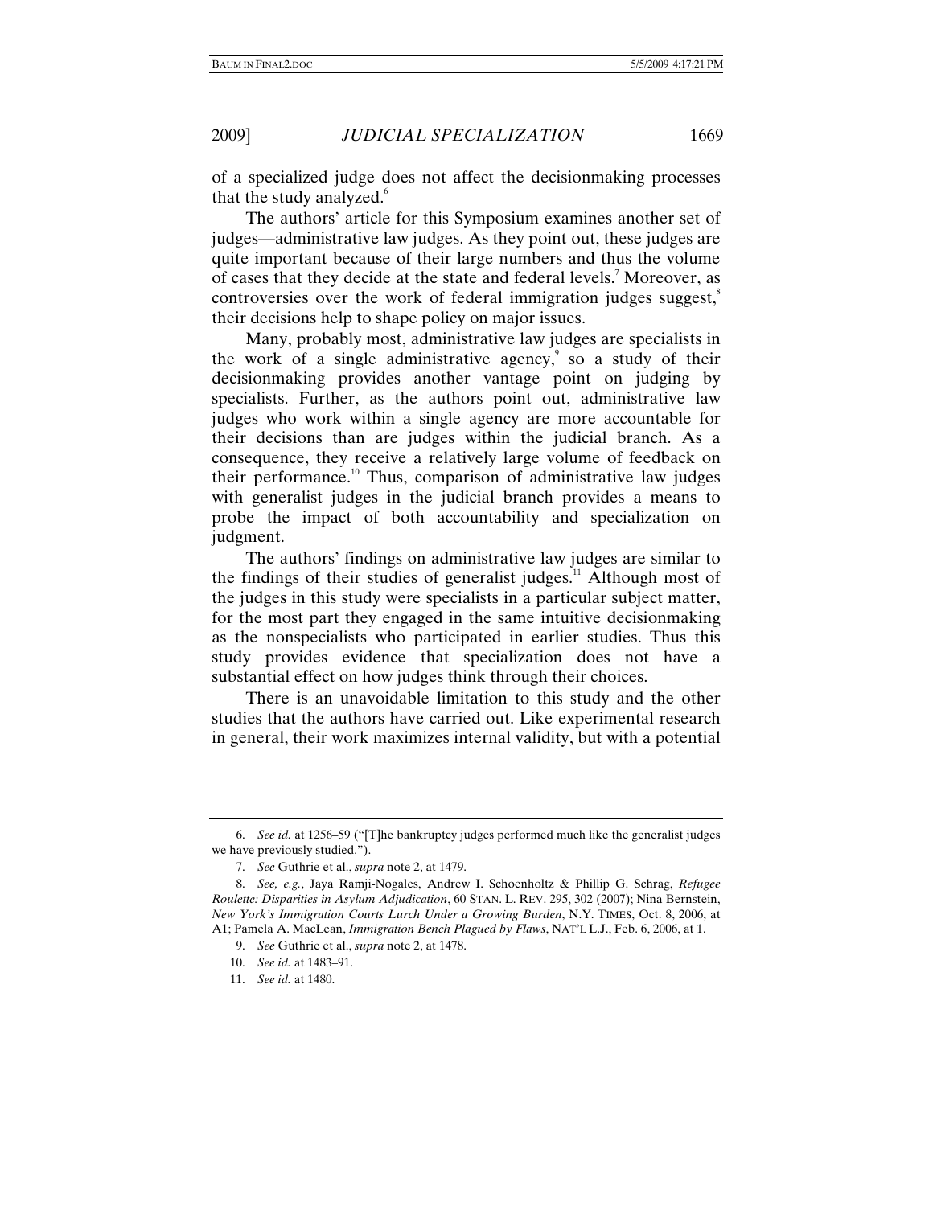of a specialized judge does not affect the decisionmaking processes that the study analyzed.[6]

The authors' article for this Symposium examines another set of judges—administrative law judges. As they point out, these judges are quite important because of their large numbers and thus the volume of cases that they decide at the state and federal levels.[7] Moreover, as controversies over the work of federal immigration judges suggest,[8] their decisions help to shape policy on major issues.

Many, probably most, administrative law judges are specialists in the work of a single administrative agency,[9] so a study of their decisionmaking provides another vantage point on judging by specialists. Further, as the authors point out, administrative law judges who work within a single agency are more accountable for their decisions than are judges within the judicial branch. As a consequence, they receive a relatively large volume of feedback on their performance.[10] Thus, comparison of administrative law judges with generalist judges in the judicial branch provides a means to probe the impact of both accountability and specialization on judgment.

The authors' findings on administrative law judges are similar to the findings of their studies of generalist judges.[11] Although most of the judges in this study were specialists in a particular subject matter, for the most part they engaged in the same intuitive decisionmaking as the nonspecialists who participated in earlier studies. Thus this study provides evidence that specialization does not have a substantial effect on how judges think through their choices.

There is an unavoidable limitation to this study and the other studies that the authors have carried out. Like experimental research in general, their work maximizes internal validity, but with a potential

---

6. *See id.* at 1256–59 ("[T]he bankruptcy judges performed much like the generalist judges we have previously studied.").

7. *See* Guthrie et al., *supra* note 2, at 1479.

8. *See, e.g.*, Jaya Ramji-Nogales, Andrew I. Schoenholtz & Phillip G. Schrag, *Refugee Roulette: Disparities in Asylum Adjudication*, 60 STAN. L. REV. 295, 302 (2007); Nina Bernstein, *New York's Immigration Courts Lurch Under a Growing Burden*, N.Y. TIMES, Oct. 8, 2006, at A1; Pamela A. MacLean, *Immigration Bench Plagued by Flaws*, NAT'L L.J., Feb. 6, 2006, at 1.

9. *See* Guthrie et al., *supra* note 2, at 1478.

10. *See id.* at 1483–91.

11. *See id.* at 1480.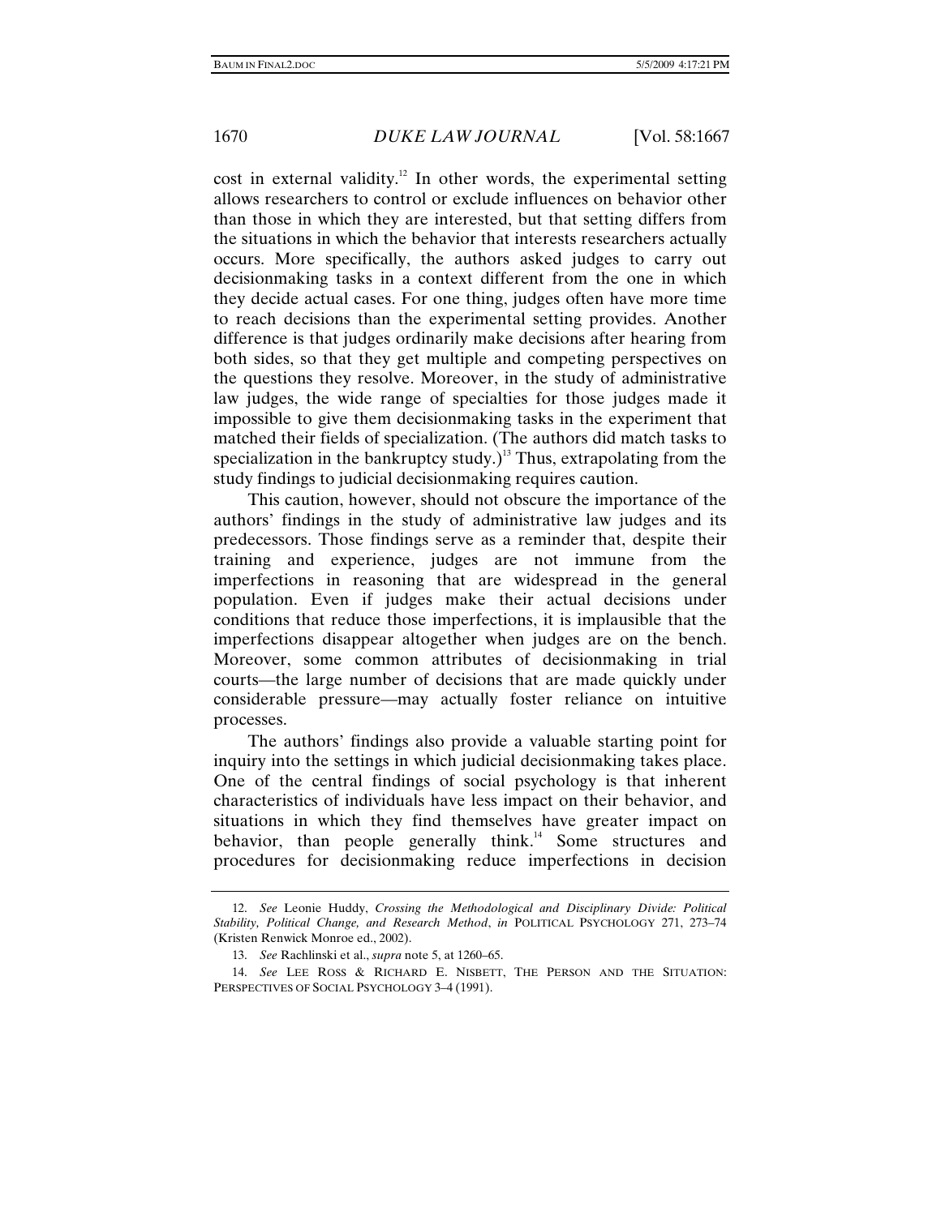cost in external validity.[12] In other words, the experimental setting allows researchers to control or exclude influences on behavior other than those in which they are interested, but that setting differs from the situations in which the behavior that interests researchers actually occurs. More specifically, the authors asked judges to carry out decisionmaking tasks in a context different from the one in which they decide actual cases. For one thing, judges often have more time to reach decisions than the experimental setting provides. Another difference is that judges ordinarily make decisions after hearing from both sides, so that they get multiple and competing perspectives on the questions they resolve. Moreover, in the study of administrative law judges, the wide range of specialties for those judges made it impossible to give them decisionmaking tasks in the experiment that matched their fields of specialization. (The authors did match tasks to specialization in the bankruptcy study.)[13] Thus, extrapolating from the study findings to judicial decisionmaking requires caution.

This caution, however, should not obscure the importance of the authors' findings in the study of administrative law judges and its predecessors. Those findings serve as a reminder that, despite their training and experience, judges are not immune from the imperfections in reasoning that are widespread in the general population. Even if judges make their actual decisions under conditions that reduce those imperfections, it is implausible that the imperfections disappear altogether when judges are on the bench. Moreover, some common attributes of decisionmaking in trial courts—the large number of decisions that are made quickly under considerable pressure—may actually foster reliance on intuitive processes.

The authors' findings also provide a valuable starting point for inquiry into the settings in which judicial decisionmaking takes place. One of the central findings of social psychology is that inherent characteristics of individuals have less impact on their behavior, and situations in which they find themselves have greater impact on behavior, than people generally think.[14] Some structures and procedures for decisionmaking reduce imperfections in decision

---

12. *See* Leonie Huddy, *Crossing the Methodological and Disciplinary Divide: Political Stability, Political Change, and Research Method*, *in* POLITICAL PSYCHOLOGY 271, 273–74 (Kristen Renwick Monroe ed., 2002).

13. *See* Rachlinski et al., *supra* note 5, at 1260–65.

14. *See* LEE ROSS & RICHARD E. NISBETT, THE PERSON AND THE SITUATION: PERSPECTIVES OF SOCIAL PSYCHOLOGY 3–4 (1991).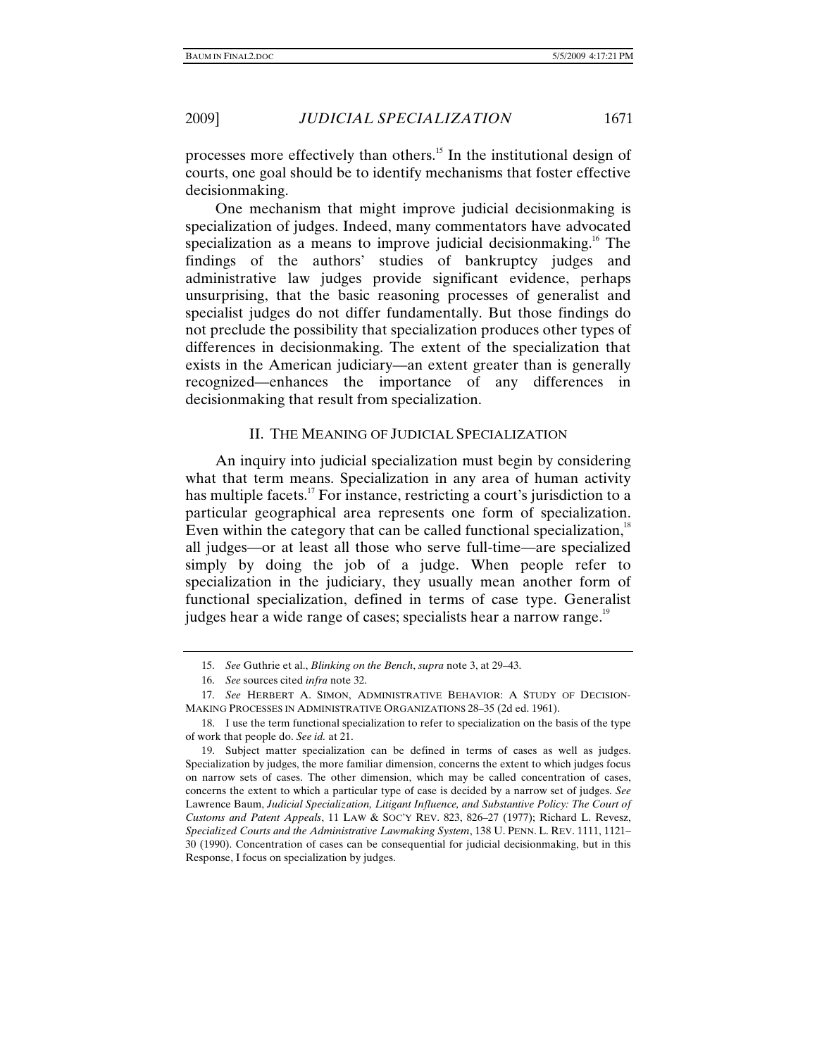processes more effectively than others.[15] In the institutional design of courts, one goal should be to identify mechanisms that foster effective decisionmaking.

One mechanism that might improve judicial decisionmaking is specialization of judges. Indeed, many commentators have advocated specialization as a means to improve judicial decisionmaking.[16] The findings of the authors' studies of bankruptcy judges and administrative law judges provide significant evidence, perhaps unsurprising, that the basic reasoning processes of generalist and specialist judges do not differ fundamentally. But those findings do not preclude the possibility that specialization produces other types of differences in decisionmaking. The extent of the specialization that exists in the American judiciary—an extent greater than is generally recognized—enhances the importance of any differences in decisionmaking that result from specialization.

## II. THE MEANING OF JUDICIAL SPECIALIZATION

An inquiry into judicial specialization must begin by considering what that term means. Specialization in any area of human activity has multiple facets.[17] For instance, restricting a court's jurisdiction to a particular geographical area represents one form of specialization. Even within the category that can be called functional specialization,[18] all judges—or at least all those who serve full-time—are specialized simply by doing the job of a judge. When people refer to specialization in the judiciary, they usually mean another form of functional specialization, defined in terms of case type. Generalist judges hear a wide range of cases; specialists hear a narrow range.[19]

---

15. *See* Guthrie et al., *Blinking on the Bench*, *supra* note 3, at 29–43.

16. *See* sources cited *infra* note 32.

17. *See* HERBERT A. SIMON, ADMINISTRATIVE BEHAVIOR: A STUDY OF DECISION-MAKING PROCESSES IN ADMINISTRATIVE ORGANIZATIONS 28–35 (2d ed. 1961).

18. I use the term functional specialization to refer to specialization on the basis of the type of work that people do. *See id.* at 21.

19. Subject matter specialization can be defined in terms of cases as well as judges. Specialization by judges, the more familiar dimension, concerns the extent to which judges focus on narrow sets of cases. The other dimension, which may be called concentration of cases, concerns the extent to which a particular type of case is decided by a narrow set of judges. *See* Lawrence Baum, *Judicial Specialization, Litigant Influence, and Substantive Policy: The Court of Customs and Patent Appeals*, 11 LAW & SOC'Y REV. 823, 826–27 (1977); Richard L. Revesz, *Specialized Courts and the Administrative Lawmaking System*, 138 U. PENN. L. REV. 1111, 1121–30 (1990). Concentration of cases can be consequential for judicial decisionmaking, but in this Response, I focus on specialization by judges.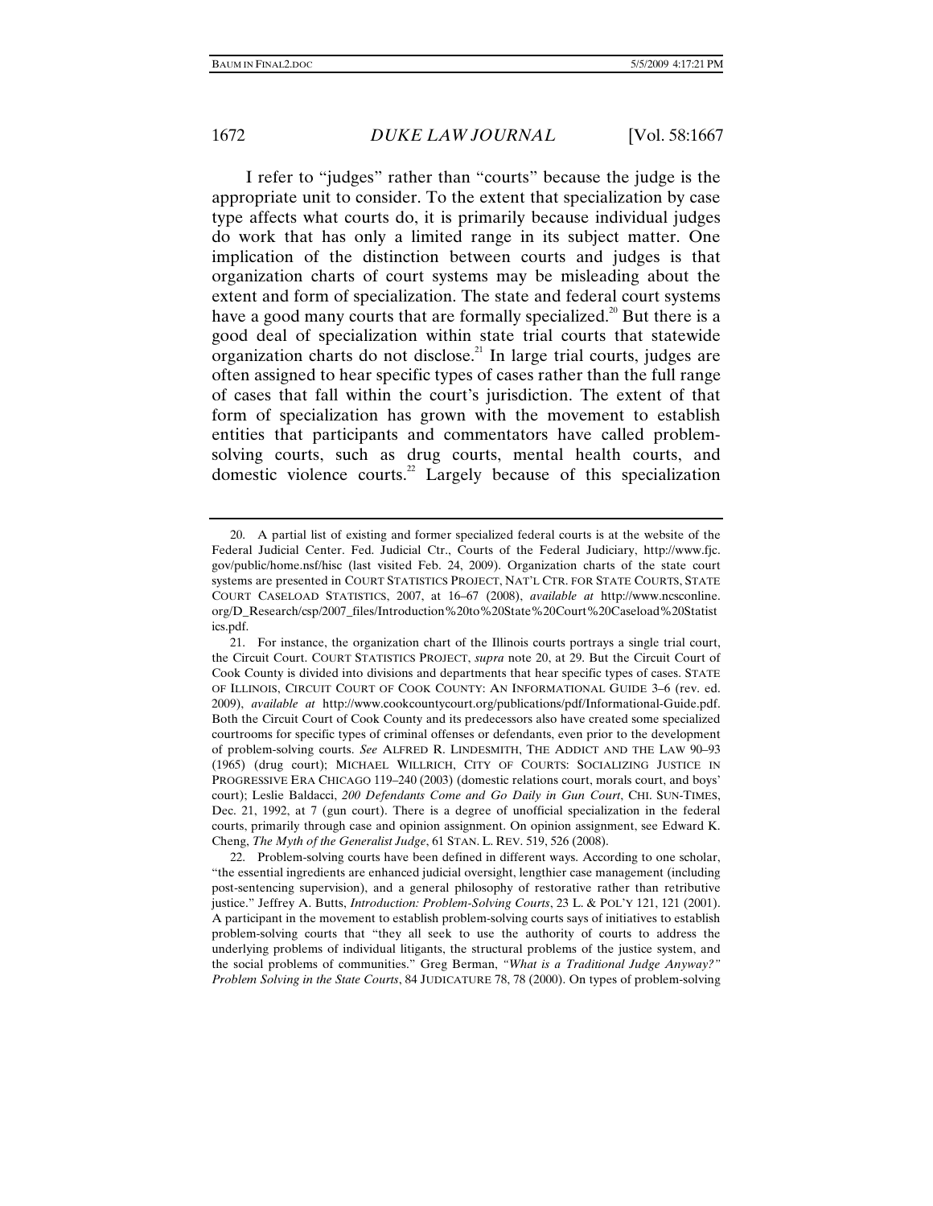I refer to "judges" rather than "courts" because the judge is the appropriate unit to consider. To the extent that specialization by case type affects what courts do, it is primarily because individual judges do work that has only a limited range in its subject matter. One implication of the distinction between courts and judges is that organization charts of court systems may be misleading about the extent and form of specialization. The state and federal court systems have a good many courts that are formally specialized.[20] But there is a good deal of specialization within state trial courts that statewide organization charts do not disclose.[21] In large trial courts, judges are often assigned to hear specific types of cases rather than the full range of cases that fall within the court's jurisdiction. The extent of that form of specialization has grown with the movement to establish entities that participants and commentators have called problem-solving courts, such as drug courts, mental health courts, and domestic violence courts.[22] Largely because of this specialization

---

20. A partial list of existing and former specialized federal courts is at the website of the Federal Judicial Center. Fed. Judicial Ctr., Courts of the Federal Judiciary, http://www.fjc.gov/public/home.nsf/hisc (last visited Feb. 24, 2009). Organization charts of the state court systems are presented in COURT STATISTICS PROJECT, NAT'L CTR. FOR STATE COURTS, STATE COURT CASELOAD STATISTICS, 2007, at 16–67 (2008), *available at* http://www.ncsconline.org/D_Research/csp/2007_files/Introduction%20to%20State%20Court%20Caseload%20Statistics.pdf.

21. For instance, the organization chart of the Illinois courts portrays a single trial court, the Circuit Court. COURT STATISTICS PROJECT, *supra* note 20, at 29. But the Circuit Court of Cook County is divided into divisions and departments that hear specific types of cases. STATE OF ILLINOIS, CIRCUIT COURT OF COOK COUNTY: AN INFORMATIONAL GUIDE 3–6 (rev. ed. 2009), *available at* http://www.cookcountycourt.org/publications/pdf/Informational-Guide.pdf. Both the Circuit Court of Cook County and its predecessors also have created some specialized courtrooms for specific types of criminal offenses or defendants, even prior to the development of problem-solving courts. *See* ALFRED R. LINDESMITH, THE ADDICT AND THE LAW 90–93 (1965) (drug court); MICHAEL WILLRICH, CITY OF COURTS: SOCIALIZING JUSTICE IN PROGRESSIVE ERA CHICAGO 119–240 (2003) (domestic relations court, morals court, and boys' court); Leslie Baldacci, *200 Defendants Come and Go Daily in Gun Court*, CHI. SUN-TIMES, Dec. 21, 1992, at 7 (gun court). There is a degree of unofficial specialization in the federal courts, primarily through case and opinion assignment. On opinion assignment, see Edward K. Cheng, *The Myth of the Generalist Judge*, 61 STAN. L. REV. 519, 526 (2008).

22. Problem-solving courts have been defined in different ways. According to one scholar, "the essential ingredients are enhanced judicial oversight, lengthier case management (including post-sentencing supervision), and a general philosophy of restorative rather than retributive justice." Jeffrey A. Butts, *Introduction: Problem-Solving Courts*, 23 L. & POL'Y 121, 121 (2001). A participant in the movement to establish problem-solving courts says of initiatives to establish problem-solving courts that "they all seek to use the authority of courts to address the underlying problems of individual litigants, the structural problems of the justice system, and the social problems of communities." Greg Berman, *"What is a Traditional Judge Anyway?" Problem Solving in the State Courts*, 84 JUDICATURE 78, 78 (2000). On types of problem-solving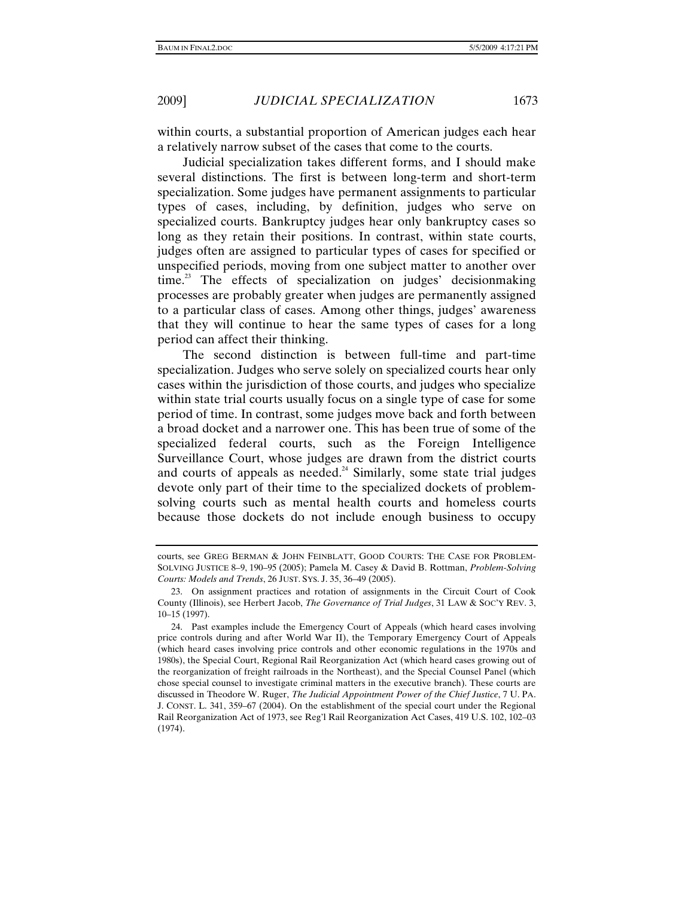within courts, a substantial proportion of American judges each hear a relatively narrow subset of the cases that come to the courts.

Judicial specialization takes different forms, and I should make several distinctions. The first is between long-term and short-term specialization. Some judges have permanent assignments to particular types of cases, including, by definition, judges who serve on specialized courts. Bankruptcy judges hear only bankruptcy cases so long as they retain their positions. In contrast, within state courts, judges often are assigned to particular types of cases for specified or unspecified periods, moving from one subject matter to another over time.[23] The effects of specialization on judges' decisionmaking processes are probably greater when judges are permanently assigned to a particular class of cases. Among other things, judges' awareness that they will continue to hear the same types of cases for a long period can affect their thinking.

The second distinction is between full-time and part-time specialization. Judges who serve solely on specialized courts hear only cases within the jurisdiction of those courts, and judges who specialize within state trial courts usually focus on a single type of case for some period of time. In contrast, some judges move back and forth between a broad docket and a narrower one. This has been true of some of the specialized federal courts, such as the Foreign Intelligence Surveillance Court, whose judges are drawn from the district courts and courts of appeals as needed.[24] Similarly, some state trial judges devote only part of their time to the specialized dockets of problem-solving courts such as mental health courts and homeless courts because those dockets do not include enough business to occupy

---

courts, see GREG BERMAN & JOHN FEINBLATT, GOOD COURTS: THE CASE FOR PROBLEM-SOLVING JUSTICE 8–9, 190–95 (2005); Pamela M. Casey & David B. Rottman, *Problem-Solving Courts: Models and Trends*, 26 JUST. SYS. J. 35, 36–49 (2005).

23. On assignment practices and rotation of assignments in the Circuit Court of Cook County (Illinois), see Herbert Jacob, *The Governance of Trial Judges*, 31 LAW & SOC'Y REV. 3, 10–15 (1997).

24. Past examples include the Emergency Court of Appeals (which heard cases involving price controls during and after World War II), the Temporary Emergency Court of Appeals (which heard cases involving price controls and other economic regulations in the 1970s and 1980s), the Special Court, Regional Rail Reorganization Act (which heard cases growing out of the reorganization of freight railroads in the Northeast), and the Special Counsel Panel (which chose special counsel to investigate criminal matters in the executive branch). These courts are discussed in Theodore W. Ruger, *The Judicial Appointment Power of the Chief Justice*, 7 U. PA. J. CONST. L. 341, 359–67 (2004). On the establishment of the special court under the Regional Rail Reorganization Act of 1973, see Reg'l Rail Reorganization Act Cases, 419 U.S. 102, 102–03 (1974).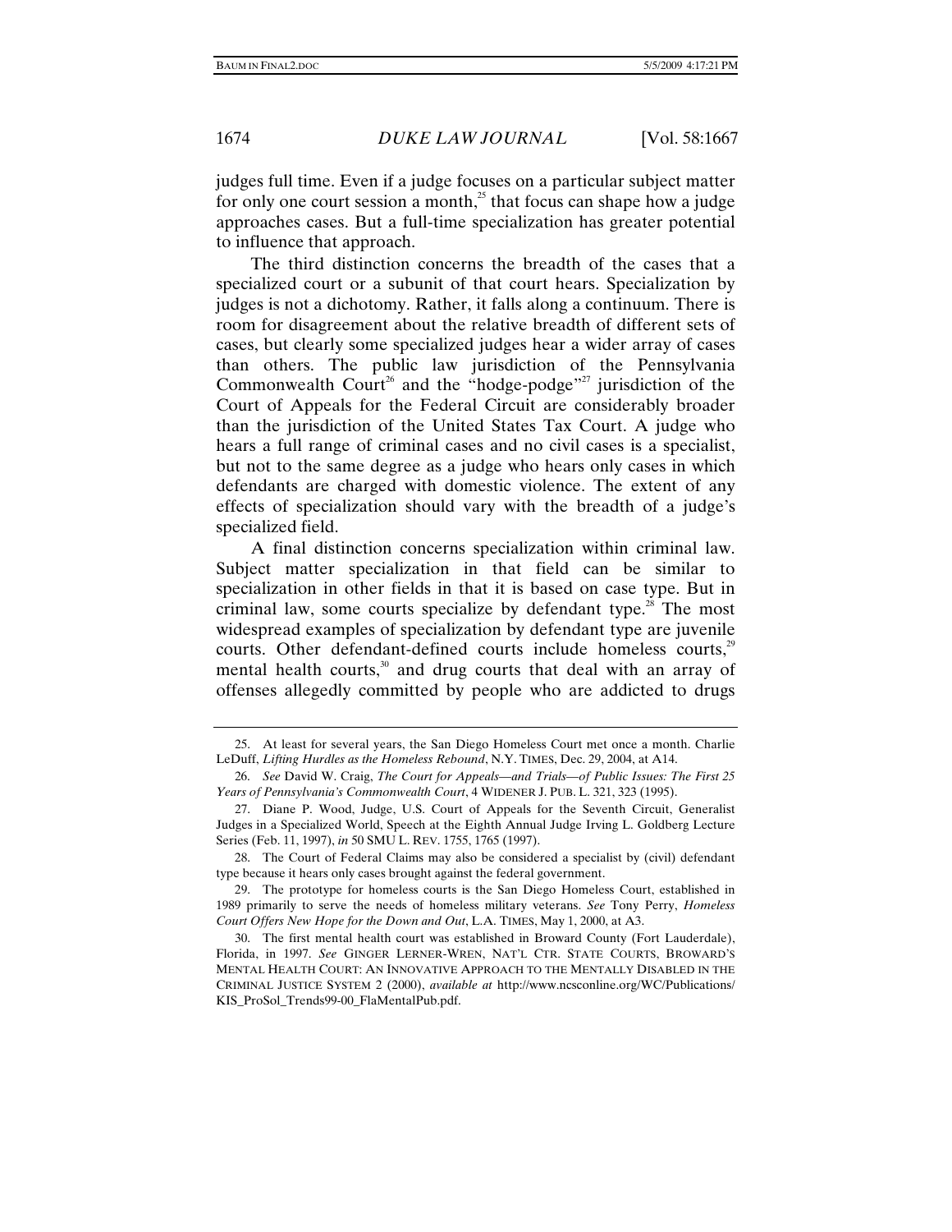judges full time. Even if a judge focuses on a particular subject matter for only one court session a month,[25] that focus can shape how a judge approaches cases. But a full-time specialization has greater potential to influence that approach.

The third distinction concerns the breadth of the cases that a specialized court or a subunit of that court hears. Specialization by judges is not a dichotomy. Rather, it falls along a continuum. There is room for disagreement about the relative breadth of different sets of cases, but clearly some specialized judges hear a wider array of cases than others. The public law jurisdiction of the Pennsylvania Commonwealth Court[26] and the "hodge-podge"[27] jurisdiction of the Court of Appeals for the Federal Circuit are considerably broader than the jurisdiction of the United States Tax Court. A judge who hears a full range of criminal cases and no civil cases is a specialist, but not to the same degree as a judge who hears only cases in which defendants are charged with domestic violence. The extent of any effects of specialization should vary with the breadth of a judge's specialized field.

A final distinction concerns specialization within criminal law. Subject matter specialization in that field can be similar to specialization in other fields in that it is based on case type. But in criminal law, some courts specialize by defendant type.[28] The most widespread examples of specialization by defendant type are juvenile courts. Other defendant-defined courts include homeless courts,[29] mental health courts,[30] and drug courts that deal with an array of offenses allegedly committed by people who are addicted to drugs

---

25. At least for several years, the San Diego Homeless Court met once a month. Charlie LeDuff, *Lifting Hurdles as the Homeless Rebound*, N.Y. TIMES, Dec. 29, 2004, at A14.

26. *See* David W. Craig, *The Court for Appeals—and Trials—of Public Issues: The First 25 Years of Pennsylvania's Commonwealth Court*, 4 WIDENER J. PUB. L. 321, 323 (1995).

27. Diane P. Wood, Judge, U.S. Court of Appeals for the Seventh Circuit, Generalist Judges in a Specialized World, Speech at the Eighth Annual Judge Irving L. Goldberg Lecture Series (Feb. 11, 1997), *in* 50 SMU L. REV. 1755, 1765 (1997).

28. The Court of Federal Claims may also be considered a specialist by (civil) defendant type because it hears only cases brought against the federal government.

29. The prototype for homeless courts is the San Diego Homeless Court, established in 1989 primarily to serve the needs of homeless military veterans. *See* Tony Perry, *Homeless Court Offers New Hope for the Down and Out*, L.A. TIMES, May 1, 2000, at A3.

30. The first mental health court was established in Broward County (Fort Lauderdale), Florida, in 1997. *See* GINGER LERNER-WREN, NAT'L CTR. STATE COURTS, BROWARD'S MENTAL HEALTH COURT: AN INNOVATIVE APPROACH TO THE MENTALLY DISABLED IN THE CRIMINAL JUSTICE SYSTEM 2 (2000), *available at* http://www.ncsconline.org/WC/Publications/KIS_ProSol_Trends99-00_FlaMentalPub.pdf.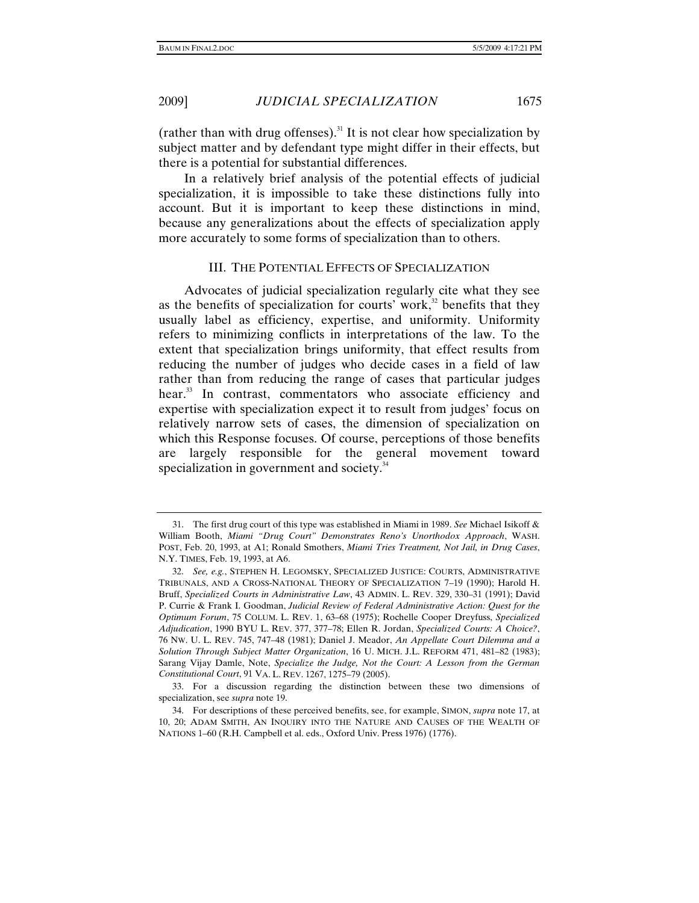(rather than with drug offenses).[31] It is not clear how specialization by subject matter and by defendant type might differ in their effects, but there is a potential for substantial differences.

In a relatively brief analysis of the potential effects of judicial specialization, it is impossible to take these distinctions fully into account. But it is important to keep these distinctions in mind, because any generalizations about the effects of specialization apply more accurately to some forms of specialization than to others.

## III. THE POTENTIAL EFFECTS OF SPECIALIZATION

Advocates of judicial specialization regularly cite what they see as the benefits of specialization for courts' work,[32] benefits that they usually label as efficiency, expertise, and uniformity. Uniformity refers to minimizing conflicts in interpretations of the law. To the extent that specialization brings uniformity, that effect results from reducing the number of judges who decide cases in a field of law rather than from reducing the range of cases that particular judges hear.[33] In contrast, commentators who associate efficiency and expertise with specialization expect it to result from judges' focus on relatively narrow sets of cases, the dimension of specialization on which this Response focuses. Of course, perceptions of those benefits are largely responsible for the general movement toward specialization in government and society.[34]

---

31. The first drug court of this type was established in Miami in 1989. *See* Michael Isikoff & William Booth, *Miami "Drug Court" Demonstrates Reno's Unorthodox Approach*, WASH. POST, Feb. 20, 1993, at A1; Ronald Smothers, *Miami Tries Treatment, Not Jail, in Drug Cases*, N.Y. TIMES, Feb. 19, 1993, at A6.

32. *See, e.g.*, STEPHEN H. LEGOMSKY, SPECIALIZED JUSTICE: COURTS, ADMINISTRATIVE TRIBUNALS, AND A CROSS-NATIONAL THEORY OF SPECIALIZATION 7–19 (1990); Harold H. Bruff, *Specialized Courts in Administrative Law*, 43 ADMIN. L. REV. 329, 330–31 (1991); David P. Currie & Frank I. Goodman, *Judicial Review of Federal Administrative Action: Quest for the Optimum Forum*, 75 COLUM. L. REV. 1, 63–68 (1975); Rochelle Cooper Dreyfuss, *Specialized Adjudication*, 1990 BYU L. REV. 377, 377–78; Ellen R. Jordan, *Specialized Courts: A Choice?*, 76 NW. U. L. REV. 745, 747–48 (1981); Daniel J. Meador, *An Appellate Court Dilemma and a Solution Through Subject Matter Organization*, 16 U. MICH. J.L. REFORM 471, 481–82 (1983); Sarang Vijay Damle, Note, *Specialize the Judge, Not the Court: A Lesson from the German Constitutional Court*, 91 VA. L. REV. 1267, 1275–79 (2005).

33. For a discussion regarding the distinction between these two dimensions of specialization, see *supra* note 19.

34. For descriptions of these perceived benefits, see, for example, SIMON, *supra* note 17, at 10, 20; ADAM SMITH, AN INQUIRY INTO THE NATURE AND CAUSES OF THE WEALTH OF NATIONS 1–60 (R.H. Campbell et al. eds., Oxford Univ. Press 1976) (1776).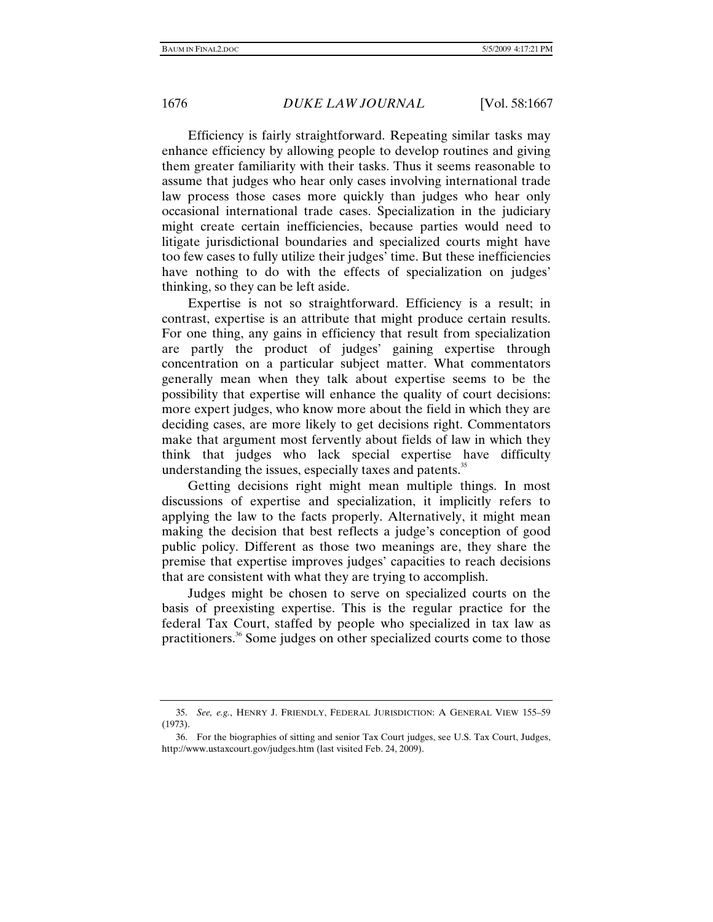Efficiency is fairly straightforward. Repeating similar tasks may enhance efficiency by allowing people to develop routines and giving them greater familiarity with their tasks. Thus it seems reasonable to assume that judges who hear only cases involving international trade law process those cases more quickly than judges who hear only occasional international trade cases. Specialization in the judiciary might create certain inefficiencies, because parties would need to litigate jurisdictional boundaries and specialized courts might have too few cases to fully utilize their judges' time. But these inefficiencies have nothing to do with the effects of specialization on judges' thinking, so they can be left aside.

Expertise is not so straightforward. Efficiency is a result; in contrast, expertise is an attribute that might produce certain results. For one thing, any gains in efficiency that result from specialization are partly the product of judges' gaining expertise through concentration on a particular subject matter. What commentators generally mean when they talk about expertise seems to be the possibility that expertise will enhance the quality of court decisions: more expert judges, who know more about the field in which they are deciding cases, are more likely to get decisions right. Commentators make that argument most fervently about fields of law in which they think that judges who lack special expertise have difficulty understanding the issues, especially taxes and patents.[35]

Getting decisions right might mean multiple things. In most discussions of expertise and specialization, it implicitly refers to applying the law to the facts properly. Alternatively, it might mean making the decision that best reflects a judge's conception of good public policy. Different as those two meanings are, they share the premise that expertise improves judges' capacities to reach decisions that are consistent with what they are trying to accomplish.

Judges might be chosen to serve on specialized courts on the basis of preexisting expertise. This is the regular practice for the federal Tax Court, staffed by people who specialized in tax law as practitioners.[36] Some judges on other specialized courts come to those

---

35. *See, e.g.*, HENRY J. FRIENDLY, FEDERAL JURISDICTION: A GENERAL VIEW 155–59 (1973).

36. For the biographies of sitting and senior Tax Court judges, see U.S. Tax Court, Judges, http://www.ustaxcourt.gov/judges.htm (last visited Feb. 24, 2009).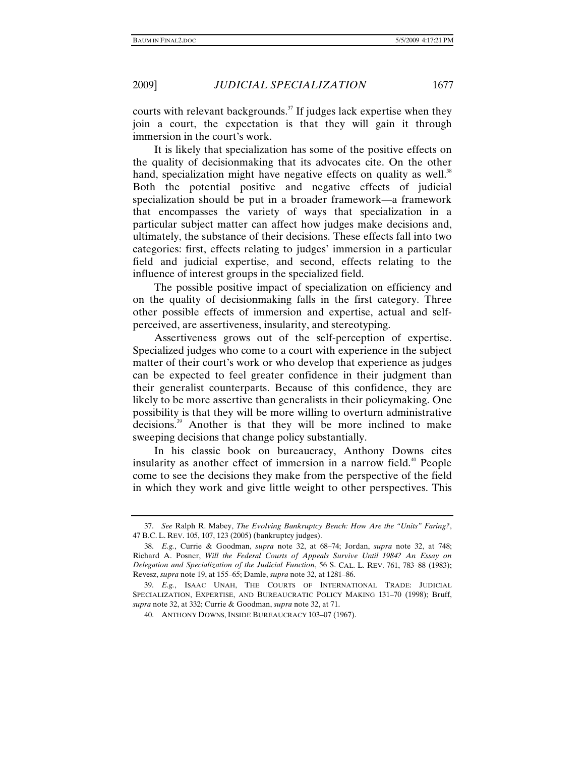courts with relevant backgrounds.[37] If judges lack expertise when they join a court, the expectation is that they will gain it through immersion in the court's work.

It is likely that specialization has some of the positive effects on the quality of decisionmaking that its advocates cite. On the other hand, specialization might have negative effects on quality as well.[38] Both the potential positive and negative effects of judicial specialization should be put in a broader framework—a framework that encompasses the variety of ways that specialization in a particular subject matter can affect how judges make decisions and, ultimately, the substance of their decisions. These effects fall into two categories: first, effects relating to judges' immersion in a particular field and judicial expertise, and second, effects relating to the influence of interest groups in the specialized field.

The possible positive impact of specialization on efficiency and on the quality of decisionmaking falls in the first category. Three other possible effects of immersion and expertise, actual and self-perceived, are assertiveness, insularity, and stereotyping.

Assertiveness grows out of the self-perception of expertise. Specialized judges who come to a court with experience in the subject matter of their court's work or who develop that experience as judges can be expected to feel greater confidence in their judgment than their generalist counterparts. Because of this confidence, they are likely to be more assertive than generalists in their policymaking. One possibility is that they will be more willing to overturn administrative decisions.[39] Another is that they will be more inclined to make sweeping decisions that change policy substantially.

In his classic book on bureaucracy, Anthony Downs cites insularity as another effect of immersion in a narrow field.[40] People come to see the decisions they make from the perspective of the field in which they work and give little weight to other perspectives. This

---

37. *See* Ralph R. Mabey, *The Evolving Bankruptcy Bench: How Are the "Units" Faring?*, 47 B.C. L. REV. 105, 107, 123 (2005) (bankruptcy judges).

38. *E.g.*, Currie & Goodman, *supra* note 32, at 68–74; Jordan, *supra* note 32, at 748; Richard A. Posner, *Will the Federal Courts of Appeals Survive Until 1984? An Essay on Delegation and Specialization of the Judicial Function*, 56 S. CAL. L. REV. 761, 783–88 (1983); Revesz, *supra* note 19, at 155–65; Damle, *supra* note 32, at 1281–86.

39. *E.g.*, ISAAC UNAH, THE COURTS OF INTERNATIONAL TRADE: JUDICIAL SPECIALIZATION, EXPERTISE, AND BUREAUCRATIC POLICY MAKING 131–70 (1998); Bruff, *supra* note 32, at 332; Currie & Goodman, *supra* note 32, at 71.

40. ANTHONY DOWNS, INSIDE BUREAUCRACY 103–07 (1967).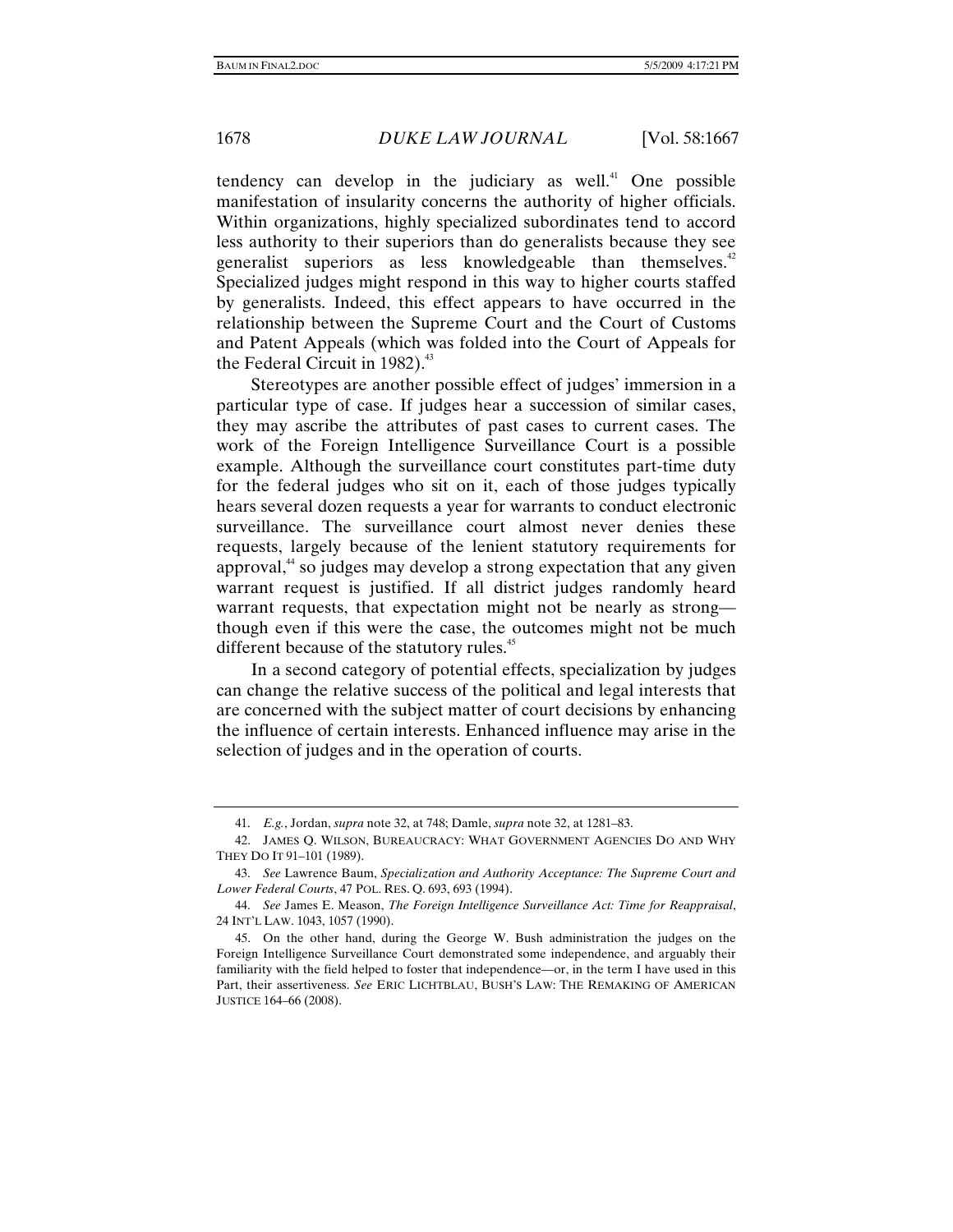tendency can develop in the judiciary as well.[41] One possible manifestation of insularity concerns the authority of higher officials. Within organizations, highly specialized subordinates tend to accord less authority to their superiors than do generalists because they see generalist superiors as less knowledgeable than themselves.[42] Specialized judges might respond in this way to higher courts staffed by generalists. Indeed, this effect appears to have occurred in the relationship between the Supreme Court and the Court of Customs and Patent Appeals (which was folded into the Court of Appeals for the Federal Circuit in 1982).[43]

Stereotypes are another possible effect of judges' immersion in a particular type of case. If judges hear a succession of similar cases, they may ascribe the attributes of past cases to current cases. The work of the Foreign Intelligence Surveillance Court is a possible example. Although the surveillance court constitutes part-time duty for the federal judges who sit on it, each of those judges typically hears several dozen requests a year for warrants to conduct electronic surveillance. The surveillance court almost never denies these requests, largely because of the lenient statutory requirements for approval,[44] so judges may develop a strong expectation that any given warrant request is justified. If all district judges randomly heard warrant requests, that expectation might not be nearly as strong—though even if this were the case, the outcomes might not be much different because of the statutory rules.[45]

In a second category of potential effects, specialization by judges can change the relative success of the political and legal interests that are concerned with the subject matter of court decisions by enhancing the influence of certain interests. Enhanced influence may arise in the selection of judges and in the operation of courts.

---

41. *E.g.*, Jordan, *supra* note 32, at 748; Damle, *supra* note 32, at 1281–83.

42. JAMES Q. WILSON, BUREAUCRACY: WHAT GOVERNMENT AGENCIES DO AND WHY THEY DO IT 91–101 (1989).

43. *See* Lawrence Baum, *Specialization and Authority Acceptance: The Supreme Court and Lower Federal Courts*, 47 POL. RES. Q. 693, 693 (1994).

44. *See* James E. Meason, *The Foreign Intelligence Surveillance Act: Time for Reappraisal*, 24 INT'L LAW. 1043, 1057 (1990).

45. On the other hand, during the George W. Bush administration the judges on the Foreign Intelligence Surveillance Court demonstrated some independence, and arguably their familiarity with the field helped to foster that independence—or, in the term I have used in this Part, their assertiveness. *See* ERIC LICHTBLAU, BUSH'S LAW: THE REMAKING OF AMERICAN JUSTICE 164–66 (2008).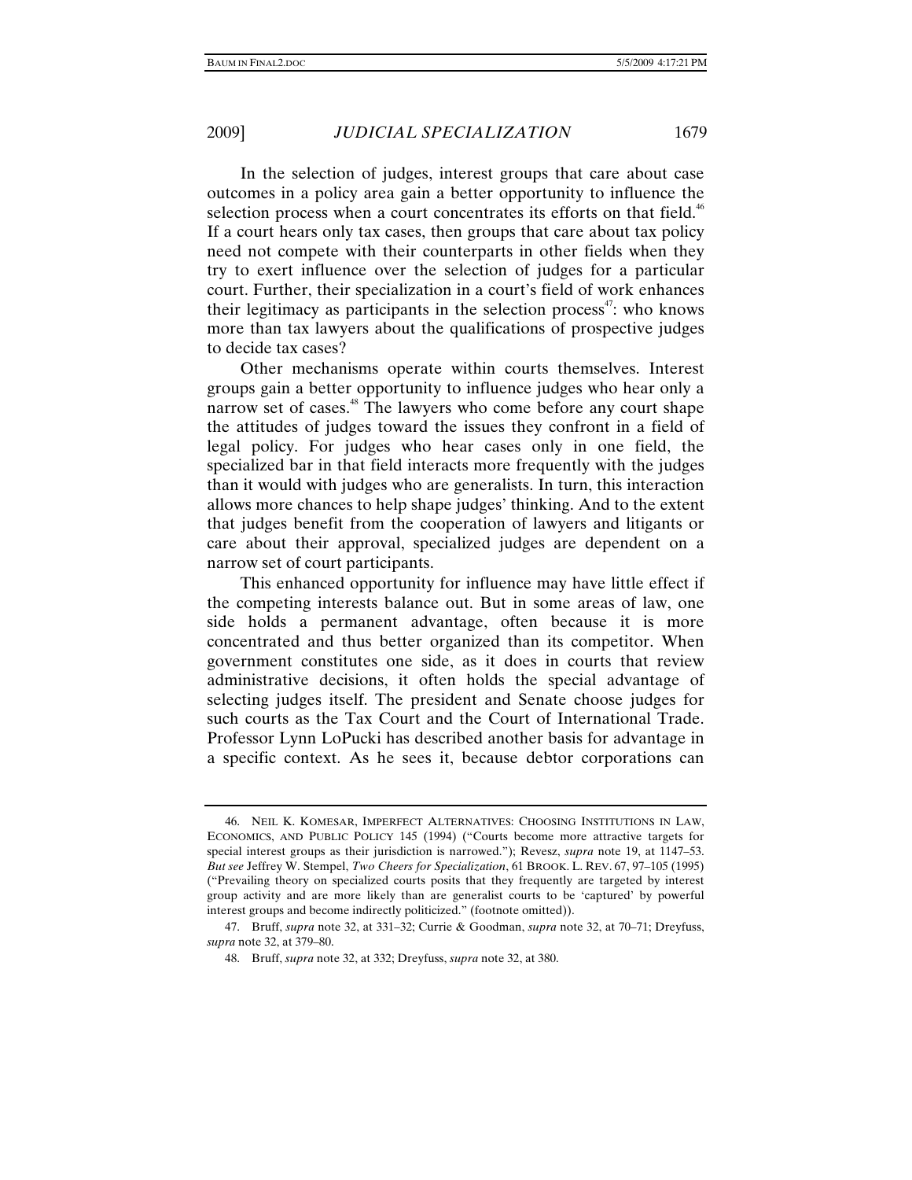In the selection of judges, interest groups that care about case outcomes in a policy area gain a better opportunity to influence the selection process when a court concentrates its efforts on that field.[46] If a court hears only tax cases, then groups that care about tax policy need not compete with their counterparts in other fields when they try to exert influence over the selection of judges for a particular court. Further, their specialization in a court's field of work enhances their legitimacy as participants in the selection process[47]: who knows more than tax lawyers about the qualifications of prospective judges to decide tax cases?

Other mechanisms operate within courts themselves. Interest groups gain a better opportunity to influence judges who hear only a narrow set of cases.[48] The lawyers who come before any court shape the attitudes of judges toward the issues they confront in a field of legal policy. For judges who hear cases only in one field, the specialized bar in that field interacts more frequently with the judges than it would with judges who are generalists. In turn, this interaction allows more chances to help shape judges' thinking. And to the extent that judges benefit from the cooperation of lawyers and litigants or care about their approval, specialized judges are dependent on a narrow set of court participants.

This enhanced opportunity for influence may have little effect if the competing interests balance out. But in some areas of law, one side holds a permanent advantage, often because it is more concentrated and thus better organized than its competitor. When government constitutes one side, as it does in courts that review administrative decisions, it often holds the special advantage of selecting judges itself. The president and Senate choose judges for such courts as the Tax Court and the Court of International Trade. Professor Lynn LoPucki has described another basis for advantage in a specific context. As he sees it, because debtor corporations can

---

46. NEIL K. KOMESAR, IMPERFECT ALTERNATIVES: CHOOSING INSTITUTIONS IN LAW, ECONOMICS, AND PUBLIC POLICY 145 (1994) ("Courts become more attractive targets for special interest groups as their jurisdiction is narrowed."); Revesz, *supra* note 19, at 1147–53. *But see* Jeffrey W. Stempel, *Two Cheers for Specialization*, 61 BROOK. L. REV. 67, 97–105 (1995) ("Prevailing theory on specialized courts posits that they frequently are targeted by interest group activity and are more likely than are generalist courts to be 'captured' by powerful interest groups and become indirectly politicized." (footnote omitted)).

47. Bruff, *supra* note 32, at 331–32; Currie & Goodman, *supra* note 32, at 70–71; Dreyfuss, *supra* note 32, at 379–80.

48. Bruff, *supra* note 32, at 332; Dreyfuss, *supra* note 32, at 380.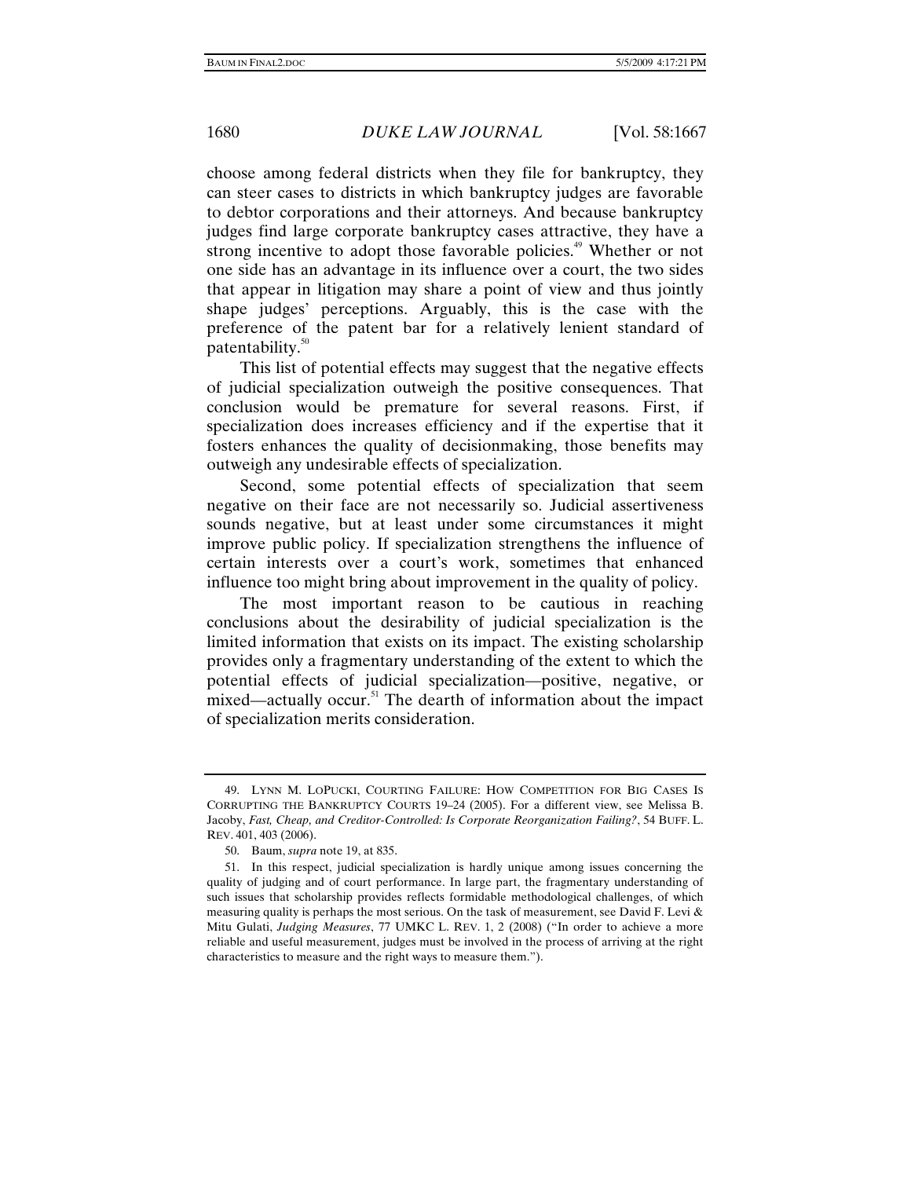choose among federal districts when they file for bankruptcy, they can steer cases to districts in which bankruptcy judges are favorable to debtor corporations and their attorneys. And because bankruptcy judges find large corporate bankruptcy cases attractive, they have a strong incentive to adopt those favorable policies.[49] Whether or not one side has an advantage in its influence over a court, the two sides that appear in litigation may share a point of view and thus jointly shape judges' perceptions. Arguably, this is the case with the preference of the patent bar for a relatively lenient standard of patentability.[50]

This list of potential effects may suggest that the negative effects of judicial specialization outweigh the positive consequences. That conclusion would be premature for several reasons. First, if specialization does increases efficiency and if the expertise that it fosters enhances the quality of decisionmaking, those benefits may outweigh any undesirable effects of specialization.

Second, some potential effects of specialization that seem negative on their face are not necessarily so. Judicial assertiveness sounds negative, but at least under some circumstances it might improve public policy. If specialization strengthens the influence of certain interests over a court's work, sometimes that enhanced influence too might bring about improvement in the quality of policy.

The most important reason to be cautious in reaching conclusions about the desirability of judicial specialization is the limited information that exists on its impact. The existing scholarship provides only a fragmentary understanding of the extent to which the potential effects of judicial specialization—positive, negative, or mixed—actually occur.[51] The dearth of information about the impact of specialization merits consideration.

---

49. LYNN M. LOPUCKI, COURTING FAILURE: HOW COMPETITION FOR BIG CASES IS CORRUPTING THE BANKRUPTCY COURTS 19–24 (2005). For a different view, see Melissa B. Jacoby, *Fast, Cheap, and Creditor-Controlled: Is Corporate Reorganization Failing?*, 54 BUFF. L. REV. 401, 403 (2006).

50. Baum, *supra* note 19, at 835.

51. In this respect, judicial specialization is hardly unique among issues concerning the quality of judging and of court performance. In large part, the fragmentary understanding of such issues that scholarship provides reflects formidable methodological challenges, of which measuring quality is perhaps the most serious. On the task of measurement, see David F. Levi & Mitu Gulati, *Judging Measures*, 77 UMKC L. REV. 1, 2 (2008) ("In order to achieve a more reliable and useful measurement, judges must be involved in the process of arriving at the right characteristics to measure and the right ways to measure them.").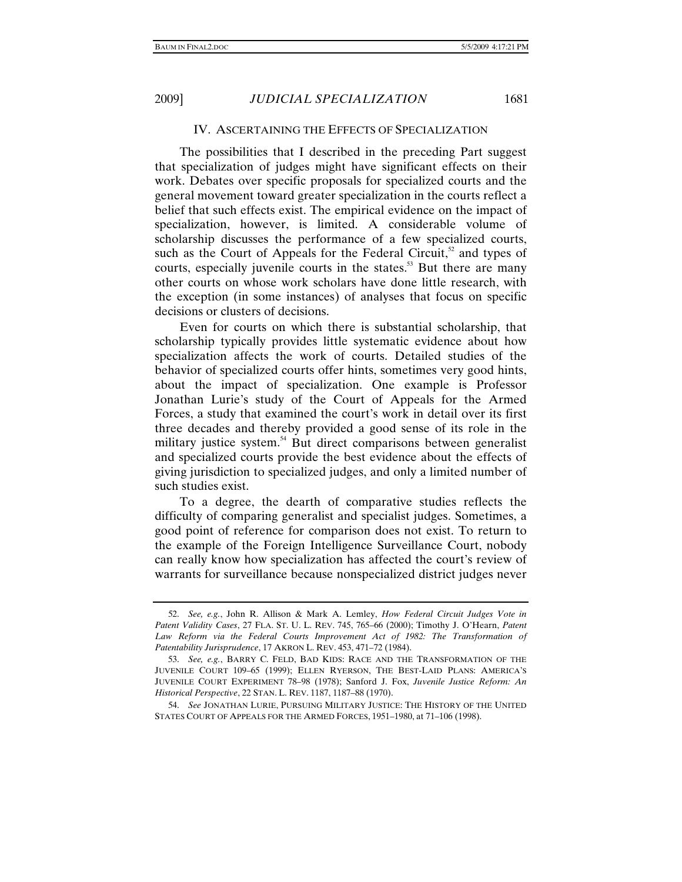## IV. Ascertaining the Effects of Specialization

The possibilities that I described in the preceding Part suggest that specialization of judges might have significant effects on their work. Debates over specific proposals for specialized courts and the general movement toward greater specialization in the courts reflect a belief that such effects exist. The empirical evidence on the impact of specialization, however, is limited. A considerable volume of scholarship discusses the performance of a few specialized courts, such as the Court of Appeals for the Federal Circuit,[52] and types of courts, especially juvenile courts in the states.[53] But there are many other courts on whose work scholars have done little research, with the exception (in some instances) of analyses that focus on specific decisions or clusters of decisions.

Even for courts on which there is substantial scholarship, that scholarship typically provides little systematic evidence about how specialization affects the work of courts. Detailed studies of the behavior of specialized courts offer hints, sometimes very good hints, about the impact of specialization. One example is Professor Jonathan Lurie's study of the Court of Appeals for the Armed Forces, a study that examined the court's work in detail over its first three decades and thereby provided a good sense of its role in the military justice system.[54] But direct comparisons between generalist and specialized courts provide the best evidence about the effects of giving jurisdiction to specialized judges, and only a limited number of such studies exist.

To a degree, the dearth of comparative studies reflects the difficulty of comparing generalist and specialist judges. Sometimes, a good point of reference for comparison does not exist. To return to the example of the Foreign Intelligence Surveillance Court, nobody can really know how specialization has affected the court's review of warrants for surveillance because nonspecialized district judges never

---

52. *See, e.g.*, John R. Allison & Mark A. Lemley, *How Federal Circuit Judges Vote in Patent Validity Cases*, 27 FLA. ST. U. L. REV. 745, 765–66 (2000); Timothy J. O'Hearn, *Patent Law Reform via the Federal Courts Improvement Act of 1982: The Transformation of Patentability Jurisprudence*, 17 AKRON L. REV. 453, 471–72 (1984).

53. *See, e.g.*, BARRY C. FELD, BAD KIDS: RACE AND THE TRANSFORMATION OF THE JUVENILE COURT 109–65 (1999); ELLEN RYERSON, THE BEST-LAID PLANS: AMERICA'S JUVENILE COURT EXPERIMENT 78–98 (1978); Sanford J. Fox, *Juvenile Justice Reform: An Historical Perspective*, 22 STAN. L. REV. 1187, 1187–88 (1970).

54. *See* JONATHAN LURIE, PURSUING MILITARY JUSTICE: THE HISTORY OF THE UNITED STATES COURT OF APPEALS FOR THE ARMED FORCES, 1951–1980, at 71–106 (1998).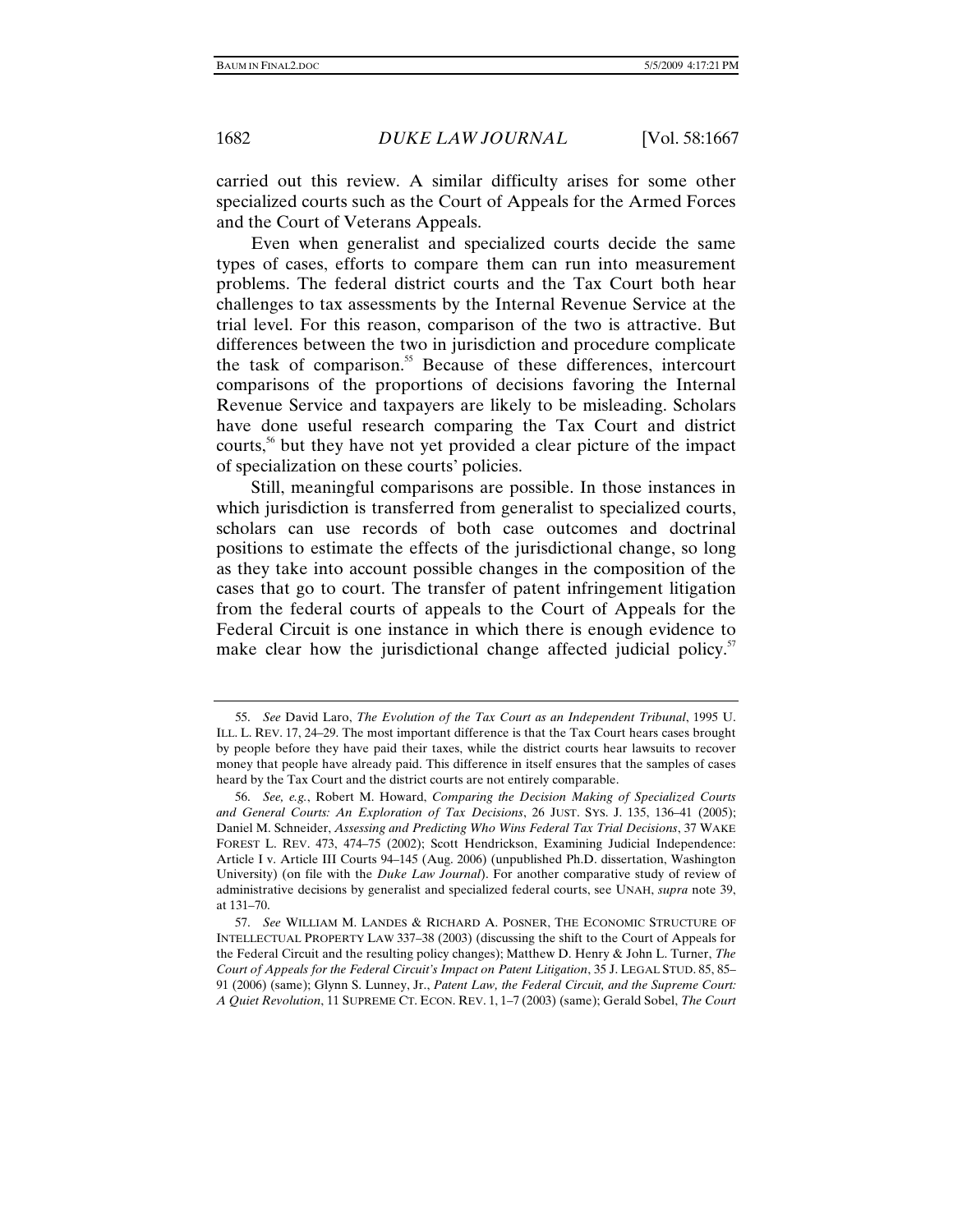carried out this review. A similar difficulty arises for some other specialized courts such as the Court of Appeals for the Armed Forces and the Court of Veterans Appeals.

Even when generalist and specialized courts decide the same types of cases, efforts to compare them can run into measurement problems. The federal district courts and the Tax Court both hear challenges to tax assessments by the Internal Revenue Service at the trial level. For this reason, comparison of the two is attractive. But differences between the two in jurisdiction and procedure complicate the task of comparison.[55] Because of these differences, intercourt comparisons of the proportions of decisions favoring the Internal Revenue Service and taxpayers are likely to be misleading. Scholars have done useful research comparing the Tax Court and district courts,[56] but they have not yet provided a clear picture of the impact of specialization on these courts' policies.

Still, meaningful comparisons are possible. In those instances in which jurisdiction is transferred from generalist to specialized courts, scholars can use records of both case outcomes and doctrinal positions to estimate the effects of the jurisdictional change, so long as they take into account possible changes in the composition of the cases that go to court. The transfer of patent infringement litigation from the federal courts of appeals to the Court of Appeals for the Federal Circuit is one instance in which there is enough evidence to make clear how the jurisdictional change affected judicial policy.[57]

---

55. *See* David Laro, *The Evolution of the Tax Court as an Independent Tribunal*, 1995 U. ILL. L. REV. 17, 24–29. The most important difference is that the Tax Court hears cases brought by people before they have paid their taxes, while the district courts hear lawsuits to recover money that people have already paid. This difference in itself ensures that the samples of cases heard by the Tax Court and the district courts are not entirely comparable.

56. *See, e.g.*, Robert M. Howard, *Comparing the Decision Making of Specialized Courts and General Courts: An Exploration of Tax Decisions*, 26 JUST. SYS. J. 135, 136–41 (2005); Daniel M. Schneider, *Assessing and Predicting Who Wins Federal Tax Trial Decisions*, 37 WAKE FOREST L. REV. 473, 474–75 (2002); Scott Hendrickson, Examining Judicial Independence: Article I v. Article III Courts 94–145 (Aug. 2006) (unpublished Ph.D. dissertation, Washington University) (on file with the *Duke Law Journal*). For another comparative study of review of administrative decisions by generalist and specialized federal courts, see UNAH, *supra* note 39, at 131–70.

57. *See* WILLIAM M. LANDES & RICHARD A. POSNER, THE ECONOMIC STRUCTURE OF INTELLECTUAL PROPERTY LAW 337–38 (2003) (discussing the shift to the Court of Appeals for the Federal Circuit and the resulting policy changes); Matthew D. Henry & John L. Turner, *The Court of Appeals for the Federal Circuit's Impact on Patent Litigation*, 35 J. LEGAL STUD. 85, 85–91 (2006) (same); Glynn S. Lunney, Jr., *Patent Law, the Federal Circuit, and the Supreme Court: A Quiet Revolution*, 11 SUPREME CT. ECON. REV. 1, 1–7 (2003) (same); Gerald Sobel, *The Court*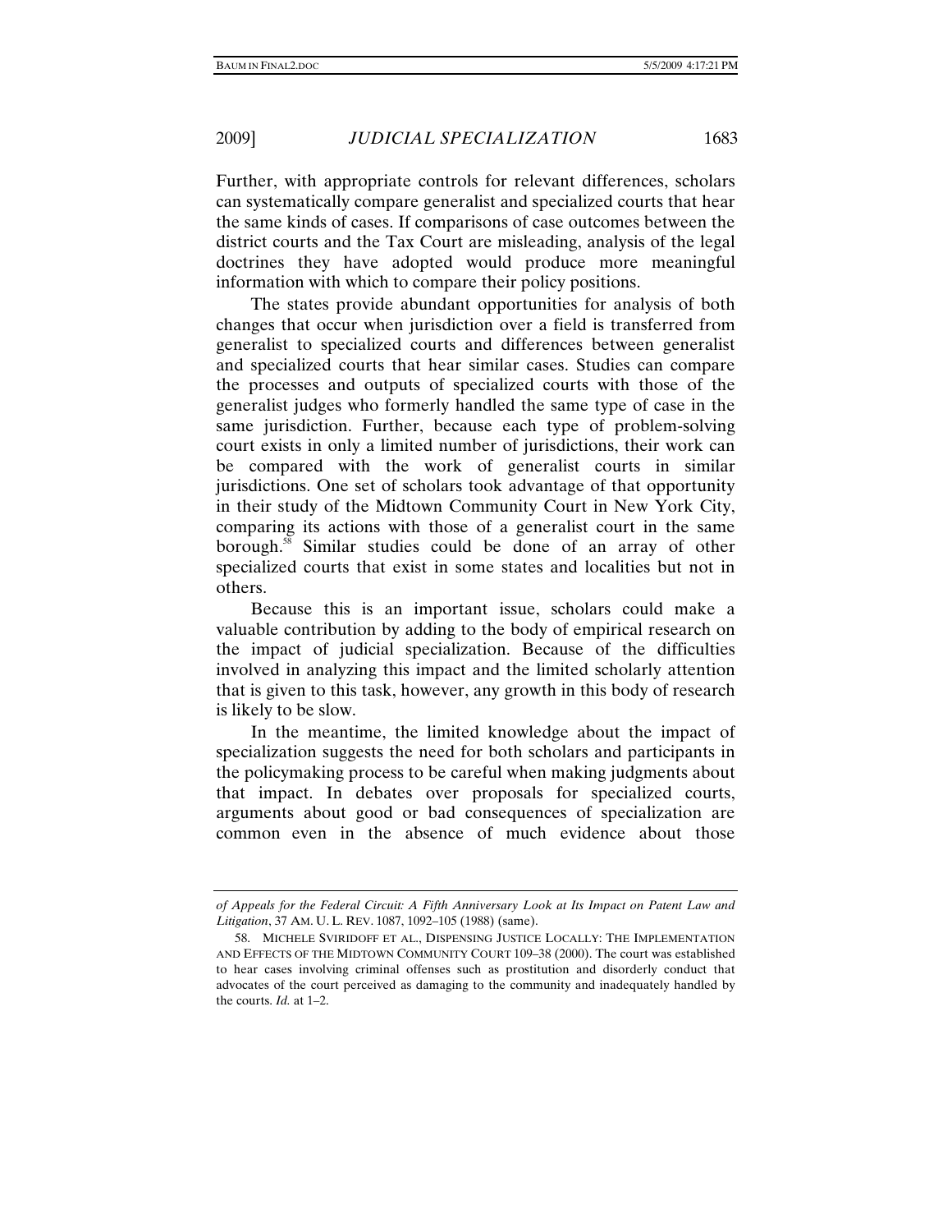Further, with appropriate controls for relevant differences, scholars can systematically compare generalist and specialized courts that hear the same kinds of cases. If comparisons of case outcomes between the district courts and the Tax Court are misleading, analysis of the legal doctrines they have adopted would produce more meaningful information with which to compare their policy positions.

The states provide abundant opportunities for analysis of both changes that occur when jurisdiction over a field is transferred from generalist to specialized courts and differences between generalist and specialized courts that hear similar cases. Studies can compare the processes and outputs of specialized courts with those of the generalist judges who formerly handled the same type of case in the same jurisdiction. Further, because each type of problem-solving court exists in only a limited number of jurisdictions, their work can be compared with the work of generalist courts in similar jurisdictions. One set of scholars took advantage of that opportunity in their study of the Midtown Community Court in New York City, comparing its actions with those of a generalist court in the same borough.[58] Similar studies could be done of an array of other specialized courts that exist in some states and localities but not in others.

Because this is an important issue, scholars could make a valuable contribution by adding to the body of empirical research on the impact of judicial specialization. Because of the difficulties involved in analyzing this impact and the limited scholarly attention that is given to this task, however, any growth in this body of research is likely to be slow.

In the meantime, the limited knowledge about the impact of specialization suggests the need for both scholars and participants in the policymaking process to be careful when making judgments about that impact. In debates over proposals for specialized courts, arguments about good or bad consequences of specialization are common even in the absence of much evidence about those

---

*of Appeals for the Federal Circuit: A Fifth Anniversary Look at Its Impact on Patent Law and Litigation*, 37 AM. U. L. REV. 1087, 1092–105 (1988) (same).

58. MICHELE SVIRIDOFF ET AL., DISPENSING JUSTICE LOCALLY: THE IMPLEMENTATION AND EFFECTS OF THE MIDTOWN COMMUNITY COURT 109–38 (2000). The court was established to hear cases involving criminal offenses such as prostitution and disorderly conduct that advocates of the court perceived as damaging to the community and inadequately handled by the courts. *Id.* at 1–2.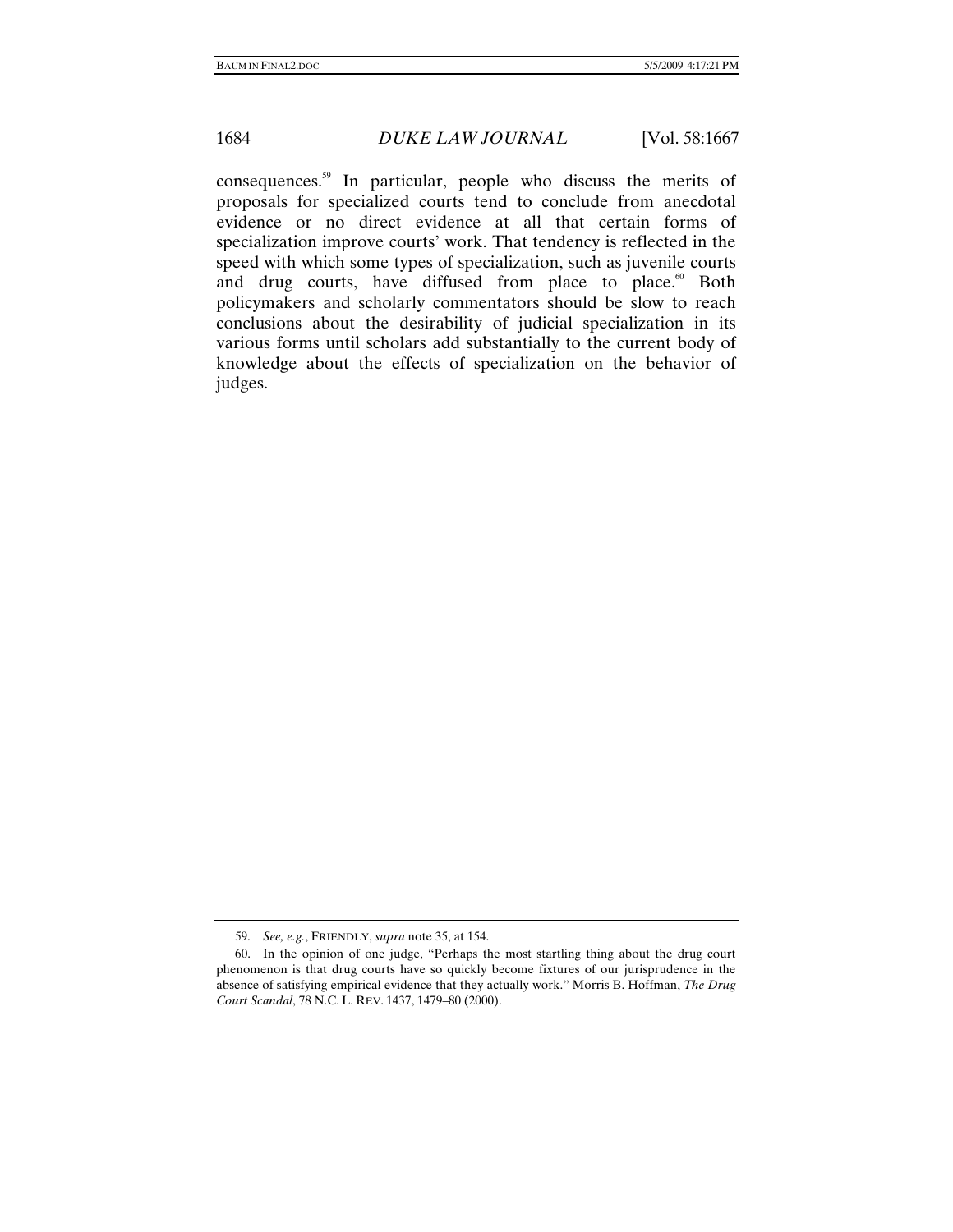consequences.[59] In particular, people who discuss the merits of proposals for specialized courts tend to conclude from anecdotal evidence or no direct evidence at all that certain forms of specialization improve courts' work. That tendency is reflected in the speed with which some types of specialization, such as juvenile courts and drug courts, have diffused from place to place.[60] Both policymakers and scholarly commentators should be slow to reach conclusions about the desirability of judicial specialization in its various forms until scholars add substantially to the current body of knowledge about the effects of specialization on the behavior of judges.

---

59. *See, e.g.*, FRIENDLY, *supra* note 35, at 154.

60. In the opinion of one judge, "Perhaps the most startling thing about the drug court phenomenon is that drug courts have so quickly become fixtures of our jurisprudence in the absence of satisfying empirical evidence that they actually work." Morris B. Hoffman, *The Drug Court Scandal*, 78 N.C. L. REV. 1437, 1479–80 (2000).